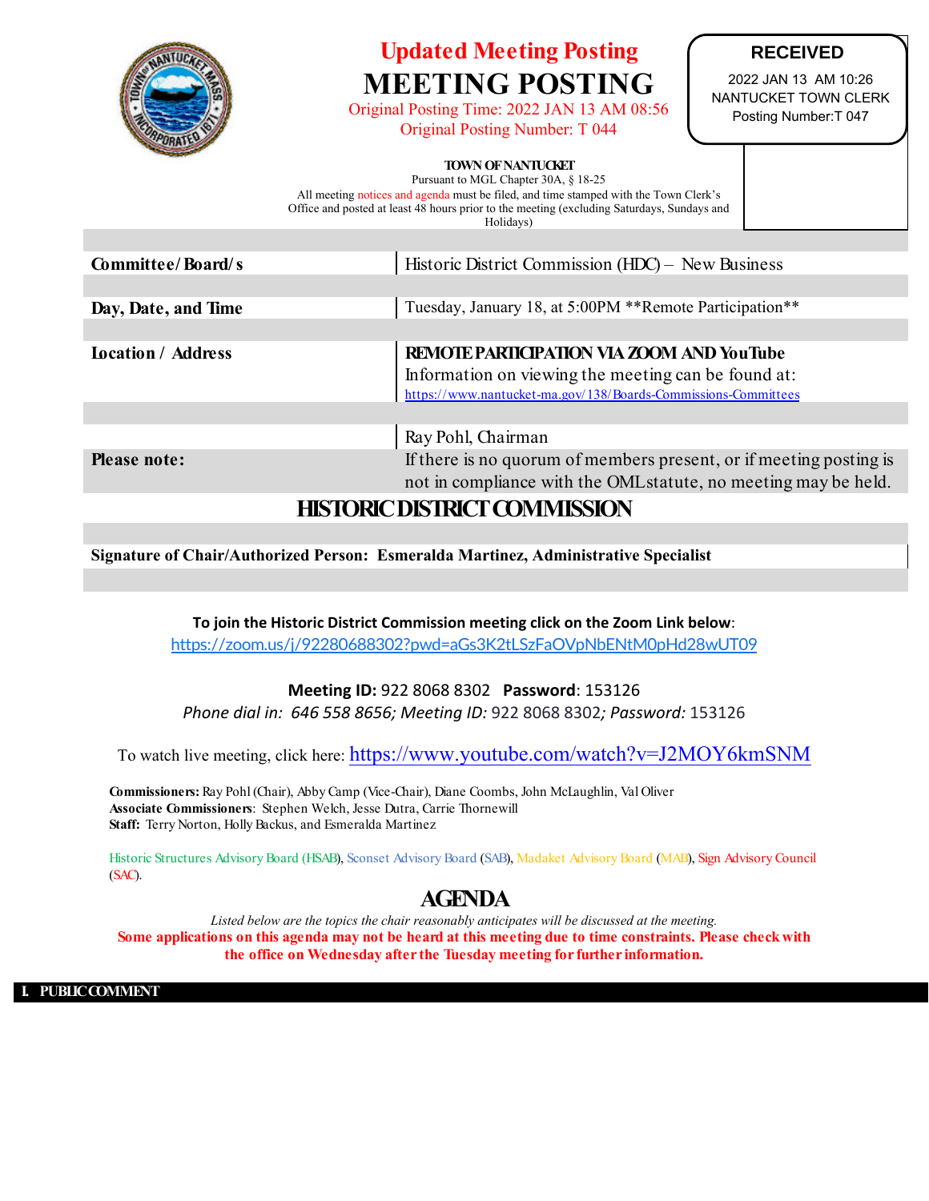# Updated Meeting Posting

# MEETING POSTING

Original Posting Time: 2022 JAN 13 AM 08:56
Original Posting Number: T 044

**RECEIVED**
2022 JAN 13 AM 10:26
NANTUCKET TOWN CLERK
Posting Number:T 047

**TOWN OF NANTUCKET**
Pursuant to MGL Chapter 30A, § 18-25
All meeting notices and agenda must be filed, and time stamped with the Town Clerk's Office and posted at least 48 hours prior to the meeting (excluding Saturdays, Sundays and Holidays)

| | |
|---|---|
| **Committee/Board/s** | Historic District Commission (HDC) – New Business |
| **Day, Date, and Time** | Tuesday, January 18, at 5:00PM **Remote Participation** |
| **Location / Address** | **REMOTE PARTICIPATION VIA ZOOM AND YouTube** Information on viewing the meeting can be found at: https://www.nantucket-ma.gov/138/Boards-Commissions-Committees |
| | Ray Pohl, Chairman |
| **Please note:** | If there is no quorum of members present, or if meeting posting is not in compliance with the OML statute, no meeting may be held. |

## HISTORIC DISTRICT COMMISSION

**Signature of Chair/Authorized Person: Esmeralda Martinez, Administrative Specialist**

**To join the Historic District Commission meeting click on the Zoom Link below**:
https://zoom.us/j/92280688302?pwd=aGs3K2tLSzFaOVpNbENtM0pHd28wUT09

**Meeting ID:** 922 8068 8302 **Password**: 153126
*Phone dial in: 646 558 8656; Meeting ID:* 922 8068 8302*; Password:* 153126

To watch live meeting, click here: https://www.youtube.com/watch?v=J2MOY6kmSNM

**Commissioners:** Ray Pohl (Chair), Abby Camp (Vice-Chair), Diane Coombs, John McLaughlin, Val Oliver
**Associate Commissioners**: Stephen Welch, Jesse Dutra, Carrie Thornewill
**Staff:** Terry Norton, Holly Backus, and Esmeralda Martinez

Historic Structures Advisory Board (HSAB), Sconset Advisory Board (SAB), Madaket Advisory Board (MAB), Sign Advisory Council (SAC).

## AGENDA

*Listed below are the topics the chair reasonably anticipates will be discussed at the meeting.*
**Some applications on this agenda may not be heard at this meeting due to time constraints. Please check with the office on Wednesday after the Tuesday meeting for further information.**

## I. PUBLIC COMMENT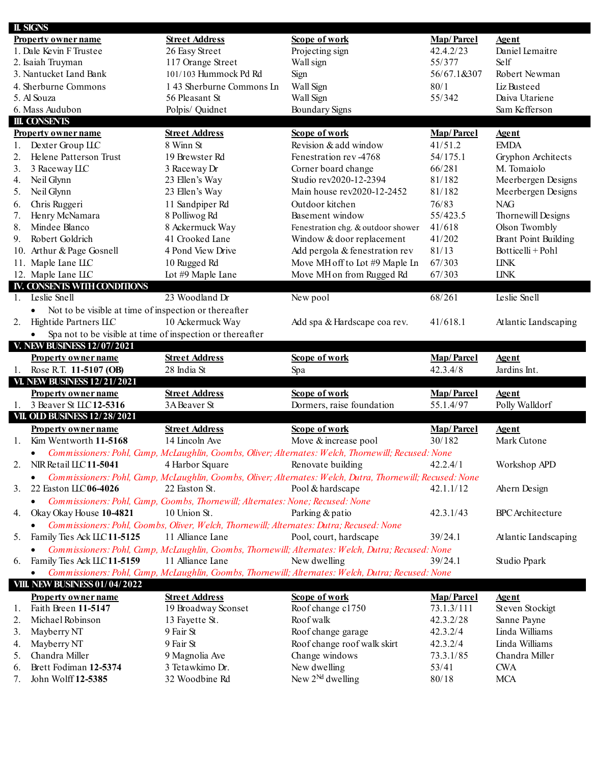## II. SIGNS

| Property owner name | Street Address | Scope of work | Map/Parcel | Agent |
|---|---|---|---|---|
| 1. Dale Kevin F Trustee | 26 Easy Street | Projecting sign | 42.4.2/23 | Daniel Lemaitre |
| 2. Isaiah Truyman | 117 Orange Street | Wall sign | 55/377 | Self |
| 3. Nantucket Land Bank | 101/103 Hummock Pd Rd | Sign | 56/67.1&307 | Robert Newman |
| 4. Sherburne Commons | 1 43 Sherburne Commons Ln | Wall Sign | 80/1 | Liz Busteed |
| 5. Al Souza | 56 Pleasant St | Wall Sign | 55/342 | Daiva Utariene |
| 6. Mass Audubon | Polpis/ Quidnet | Boundary Signs | | Sam Kefferson |

## III. CONSENTS

| Property owner name | Street Address | Scope of work | Map/Parcel | Agent |
|---|---|---|---|---|
| 1. Dexter Group LLC | 8 Winn St | Revision & add window | 41/51.2 | EMDA |
| 2. Helene Patterson Trust | 19 Brewster Rd | Fenestration rev -4768 | 54/175.1 | Gryphon Architects |
| 3. 3 Raceway LLC | 3 Raceway Dr | Corner board change | 66/281 | M. Tomaiolo |
| 4. Neil Glynn | 23 Ellen's Way | Studio rev2020-12-2394 | 81/182 | Meerbergen Designs |
| 5. Neil Glynn | 23 Ellen's Way | Main house rev2020-12-2452 | 81/182 | Meerbergen Designs |
| 6. Chris Ruggeri | 11 Sandpiper Rd | Outdoor kitchen | 76/83 | NAG |
| 7. Henry McNamara | 8 Polliwog Rd | Basement window | 55/423.5 | Thornewill Designs |
| 8. Mindee Blanco | 8 Ackermuck Way | Fenestration chg. & outdoor shower | 41/618 | Olson Twombly |
| 9. Robert Goldrich | 41 Crooked Lane | Window & door replacement | 41/202 | Brant Point Building |
| 10. Arthur & Page Gosnell | 4 Pond View Drive | Add pergola & fenestration rev | 81/13 | Botticelli + Pohl |
| 11. Maple Lane LLC | 10 Rugged Rd | Move MH off to Lot #9 Maple Ln | 67/303 | LINK |
| 12. Maple Lane LLC | Lot #9 Maple Lane | Move MH on from Rugged Rd | 67/303 | LINK |

## IV. CONSENTS WITH CONDITIONS

| Property owner name | Street Address | Scope of work | Map/Parcel | Agent |
|---|---|---|---|---|
| 1. Leslie Snell | 23 Woodland Dr | New pool | 68/261 | Leslie Snell |
| • Not to be visible at time of inspection or thereafter | | | | |
| 2. Hightide Partners LLC | 10 Ackermuck Way | Add spa & Hardscape coa rev. | 41/618.1 | Atlantic Landscaping |
| • Spa not to be visible at time of inspection or thereafter | | | | |

## V. NEW BUSINESS 12/07/2021

| Property owner name | Street Address | Scope of work | Map/Parcel | Agent |
|---|---|---|---|---|
| 1. Rose R.T. **11-5107 (OB)** | 28 India St | Spa | 42.3.4/8 | Jardins Int. |

## VI. NEW BUSINESS 12/21/2021

| Property owner name | Street Address | Scope of work | Map/Parcel | Agent |
|---|---|---|---|---|
| 1. 3 Beaver St LLC **12-5316** | 3A Beaver St | Dormers, raise foundation | 55.1.4/97 | Polly Walldorf |

## VII. OLD BUSINESS 12/28/2021

| Property owner name | Street Address | Scope of work | Map/Parcel | Agent |
|---|---|---|---|---|
| 1. Kim Wentworth **11-5168** | 14 Lincoln Ave | Move & increase pool | 30/182 | Mark Cutone |
| • *Commissioners: Pohl, Camp, McLaughlin, Coombs, Oliver; Alternates: Welch, Thornewill; Recused: None* | | | | |
| 2. NIR Retail LLC **11-5041** | 4 Harbor Square | Renovate building | 42.2.4/1 | Workshop APD |
| • *Commissioners: Pohl, Camp, McLaughlin, Coombs, Oliver; Alternates: Welch, Dutra, Thornewill; Recused: None* | | | | |
| 3. 22 Easton LLC **06-4026** | 22 Easton St. | Pool & hardscape | 42.1.1/12 | Ahern Design |
| • *Commissioners: Pohl, Camp, Coombs, Thornewill; Alternates: None; Recused: None* | | | | |
| 4. Okay Okay House **10-4821** | 10 Union St. | Parking & patio | 42.3.1/43 | BPC Architecture |
| • *Commissioners: Pohl, Coombs, Oliver, Welch, Thornewill; Alternates: Dutra; Recused: None* | | | | |
| 5. Family Ties Ack LLC **11-5125** | 11 Alliance Lane | Pool, court, hardscape | 39/24.1 | Atlantic Landscaping |
| • *Commissioners: Pohl, Camp, McLaughlin, Coombs, Thornewill; Alternates: Welch, Dutra; Recused: None* | | | | |
| 6. Family Ties Ack LLC **11-5159** | 11 Alliance Lane | New dwelling | 39/24.1 | Studio Ppark |
| • *Commissioners: Pohl, Camp, McLaughlin, Coombs, Thornewill; Alternates: Welch, Dutra; Recused: None* | | | | |

## VIII. NEW BUSINESS 01/04/2022

| Property owner name | Street Address | Scope of work | Map/Parcel | Agent |
|---|---|---|---|---|
| 1. Faith Breen **11-5147** | 19 Broadway Sconset | Roof change c1750 | 73.1.3/111 | Steven Stockigt |
| 2. Michael Robinson | 13 Fayette St. | Roof walk | 42.3.2/28 | Sanne Payne |
| 3. Mayberry NT | 9 Fair St | Roof change garage | 42.3.2/4 | Linda Williams |
| 4. Mayberry NT | 9 Fair St | Roof change roof walk skirt | 42.3.2/4 | Linda Williams |
| 5. Chandra Miller | 9 Magnolia Ave | Change windows | 73.3.1/85 | Chandra Miller |
| 6. Brett Fodiman **12-5374** | 3 Tetawkimo Dr. | New dwelling | 53/41 | CWA |
| 7. John Wolff **12-5385** | 32 Woodbine Rd | New 2Nd dwelling | 80/18 | MCA |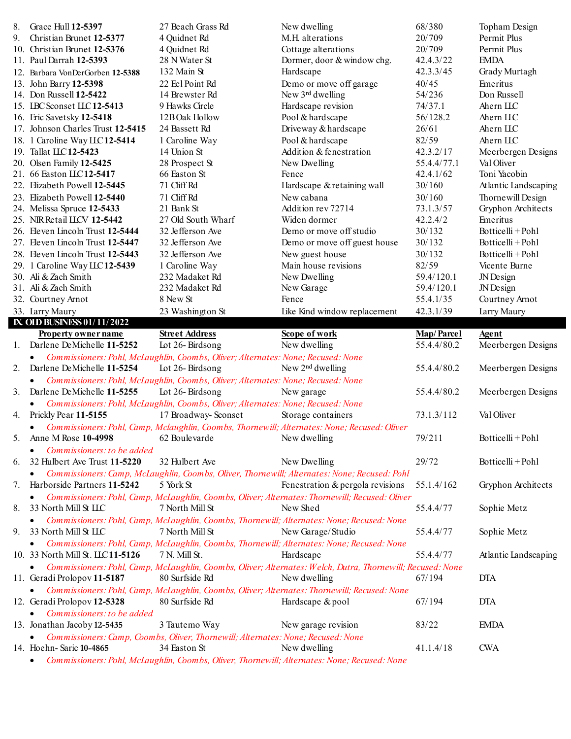| # | Property owner name | Street Address | Scope of work | Map/Parcel | Agent |
|---|---|---|---|---|---|
| 8. | Grace Hull **12-5397** | 27 Beach Grass Rd | New dwelling | 68/380 | Topham Design |
| 9. | Christian Brunet **12-5377** | 4 Quidnet Rd | M.H. alterations | 20/709 | Permit Plus |
| 10. | Christian Brunet **12-5376** | 4 Quidnet Rd | Cottage alterations | 20/709 | Permit Plus |
| 11. | Paul Darrah **12-5393** | 28 N Water St | Dormer, door & window chg. | 42.4.3/22 | EMDA |
| 12. | Barbara VonDerGorben **12-5388** | 132 Main St | Hardscape | 42.3.3/45 | Grady Murtagh |
| 13. | John Barry **12-5398** | 22 Eel Point Rd | Demo or move off garage | 40/45 | Emeritus |
| 14. | Don Russell **12-5422** | 14 Brewster Rd | New 3rd dwelling | 54/236 | Don Russell |
| 15. | LBC Sconset LLC **12-5413** | 9 Hawks Circle | Hardscape revision | 74/37.1 | Ahern LLC |
| 16. | Eric Savetsky **12-5418** | 12B Oak Hollow | Pool & hardscape | 56/128.2 | Ahern LLC |
| 17. | Johnson Charles Trust **12-5415** | 24 Bassett Rd | Driveway & hardscape | 26/61 | Ahern LLC |
| 18. | 1 Caroline Way LLC **12-5414** | 1 Caroline Way | Pool & hardscape | 82/59 | Ahern LLC |
| 19. | Tallat LLC **12-5423** | 14 Union St | Addition & fenestration | 42.3.2/17 | Meerbergen Designs |
| 20. | Olsen Family **12-5425** | 28 Prospect St | New Dwelling | 55.4.4/77.1 | Val Oliver |
| 21. | 66 Easton LLC **12-5417** | 66 Easton St | Fence | 42.4.1/62 | Toni Yacobin |
| 22. | Elizabeth Powell **12-5445** | 71 Cliff Rd | Hardscape & retaining wall | 30/160 | Atlantic Landscaping |
| 23. | Elizabeth Powell **12-5440** | 71 Cliff Rd | New cabana | 30/160 | Thornewill Design |
| 24. | Melissa Spruce **12-5433** | 21 Bank St | Addition rev 72714 | 73.1.3/57 | Gryphon Architects |
| 25. | NIR Retail LLCV **12-5442** | 27 Old South Wharf | Widen dormer | 42.2.4/2 | Emeritus |
| 26. | Eleven Lincoln Trust **12-5444** | 32 Jefferson Ave | Demo or move off studio | 30/132 | Botticelli + Pohl |
| 27. | Eleven Lincoln Trust **12-5447** | 32 Jefferson Ave | Demo or move off guest house | 30/132 | Botticelli + Pohl |
| 28. | Eleven Lincoln Trust **12-5443** | 32 Jefferson Ave | New guest house | 30/132 | Botticelli + Pohl |
| 29. | 1 Caroline Way LLC **12-5439** | 1 Caroline Way | Main house revisions | 82/59 | Vicente Burne |
| 30. | Ali & Zach Smith | 232 Madaket Rd | New Dwelling | 59.4/120.1 | JN Design |
| 31. | Ali & Zach Smith | 232 Madaket Rd | New Garage | 59.4/120.1 | JN Design |
| 32. | Courtney Arnot | 8 New St | Fence | 55.4.1/35 | Courtney Arnot |
| 33. | Larry Maury | 23 Washington St | Like Kind window replacement | 42.3.1/39 | Larry Maury |

## IX. OLD BUSINESS 01/11/2022

| # | Property owner name | Street Address | Scope of work | Map/Parcel | Agent |
|---|---|---|---|---|---|
| 1. | Darlene DeMichelle **11-5252** | Lot 26- Birdsong | New dwelling | 55.4.4/80.2 | Meerbergen Designs |
| | *Commissioners: Pohl, McLaughlin, Coombs, Oliver; Alternates: None; Recused: None* | | | | |
| 2. | Darlene DeMichelle **11-5254** | Lot 26- Birdsong | New 2nd dwelling | 55.4.4/80.2 | Meerbergen Designs |
| | *Commissioners: Pohl, McLaughlin, Coombs, Oliver; Alternates: None; Recused: None* | | | | |
| 3. | Darlene DeMichelle **11-5255** | Lot 26- Birdsong | New garage | 55.4.4/80.2 | Meerbergen Designs |
| | *Commissioners: Pohl, McLaughlin, Coombs, Oliver; Alternates: None; Recused: None* | | | | |
| 4. | Prickly Pear **11-5155** | 17 Broadway- Sconset | Storage containers | 73.1.3/112 | Val Oliver |
| | *Commissioners: Pohl, Camp, Mclaughlin, Coombs, Thornewill; Alternates: None; Recused: Oliver* | | | | |
| 5. | Anne M Rose **10-4998** | 62 Boulevarde | New dwelling | 79/211 | Botticelli + Pohl |
| | *Commissioners: to be added* | | | | |
| 6. | 32 Hulbert Ave Trust **11-5220** | 32 Hulbert Ave | New Dwelling | 29/72 | Botticelli + Pohl |
| | *Commissioners: Camp, McLaughlin, Coombs, Oliver, Thornewill; Alternates: None; Recused: Pohl* | | | | |
| 7. | Harborside Partners **11-5242** | 5 York St | Fenestration & pergola revisions | 55.1.4/162 | Gryphon Architects |
| | *Commissioners: Pohl, Camp, McLaughlin, Coombs, Oliver; Alternates: Thornewill; Recused: Oliver* | | | | |
| 8. | 33 North Mill St LLC | 7 North Mill St | New Shed | 55.4.4/77 | Sophie Metz |
| | *Commissioners: Pohl, Camp, McLaughlin, Coombs, Thornewill; Alternates: None; Recused: None* | | | | |
| 9. | 33 North Mill St LLC | 7 North Mill St | New Garage/Studio | 55.4.4/77 | Sophie Metz |
| | *Commissioners: Pohl, Camp, McLaughlin, Coombs, Thornewill; Alternates: None; Recused: None* | | | | |
| 10. | 33 North Mill St. LLC **11-5126** | 7 N. Mill St. | Hardscape | 55.4.4/77 | Atlantic Landscaping |
| | *Commissioners: Pohl, Camp, McLaughlin, Coombs, Oliver; Alternates: Welch, Dutra, Thornewill; Recused: None* | | | | |
| 11. | Geradi Prolopov **11-5187** | 80 Surfside Rd | New dwelling | 67/194 | DTA |
| | *Commissioners: Pohl, Camp, McLaughlin, Coombs, Oliver; Alternates: Thornewill; Recused: None* | | | | |
| 12. | Geradi Prolopov **12-5328** | 80 Surfside Rd | Hardscape & pool | 67/194 | DTA |
| | *Commissioners: to be added* | | | | |
| 13. | Jonathan Jacoby **12-5435** | 3 Tautemo Way | New garage revision | 83/22 | EMDA |
| | *Commissioners: Camp, Coombs, Oliver, Thornewill; Alternates: None; Recused: None* | | | | |
| 14. | Hoehn- Saric **10-4865** | 34 Easton St | New dwelling | 41.1.4/18 | CWA |
| | *Commissioners: Pohl, McLaughlin, Coombs, Oliver, Thornewill; Alternates: None; Recused: None* | | | | |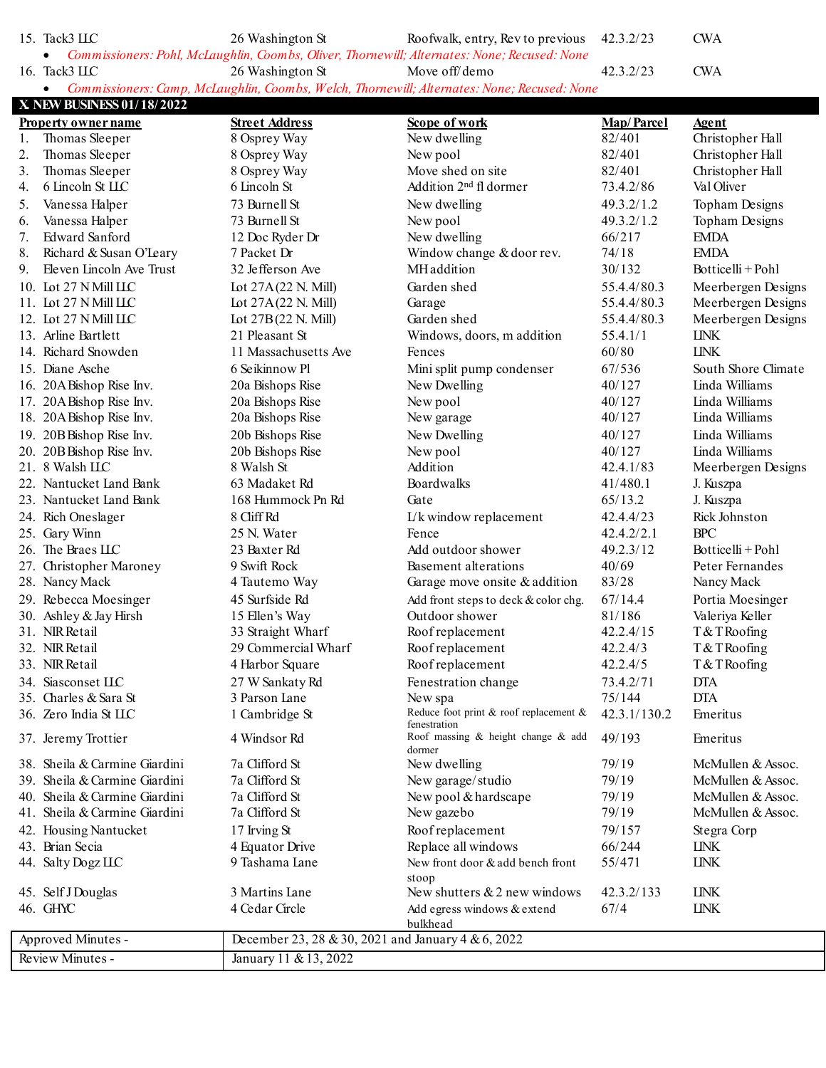| | | | | |
|---|---|---|---|---|
| 15. Tack3 LLC | 26 Washington St | Roofwalk, entry, Rev to previous | 42.3.2/23 | CWA |

- *Commissioners: Pohl, McLaughlin, Coombs, Oliver, Thornewill; Alternates: None; Recused: None*

| | | | | |
|---|---|---|---|---|
| 16. Tack3 LLC | 26 Washington St | Move off/demo | 42.3.2/23 | CWA |

- *Commissioners: Camp, McLaughlin, Coombs, Welch, Thornewill; Alternates: None; Recused: None*

## X. NEW BUSINESS 01/18/2022

| Property owner name | Street Address | Scope of work | Map/Parcel | Agent |
|---|---|---|---|---|
| 1. Thomas Sleeper | 8 Osprey Way | New dwelling | 82/401 | Christopher Hall |
| 2. Thomas Sleeper | 8 Osprey Way | New pool | 82/401 | Christopher Hall |
| 3. Thomas Sleeper | 8 Osprey Way | Move shed on site | 82/401 | Christopher Hall |
| 4. 6 Lincoln St LLC | 6 Lincoln St | Addition 2nd fl dormer | 73.4.2/86 | Val Oliver |
| 5. Vanessa Halper | 73 Burnell St | New dwelling | 49.3.2/1.2 | Topham Designs |
| 6. Vanessa Halper | 73 Burnell St | New pool | 49.3.2/1.2 | Topham Designs |
| 7. Edward Sanford | 12 Doc Ryder Dr | New dwelling | 66/217 | EMDA |
| 8. Richard & Susan O'Leary | 7 Packet Dr | Window change & door rev. | 74/18 | EMDA |
| 9. Eleven Lincoln Ave Trust | 32 Jefferson Ave | MH addition | 30/132 | Botticelli + Pohl |
| 10. Lot 27 N Mill LLC | Lot 27A (22 N. Mill) | Garden shed | 55.4.4/80.3 | Meerbergen Designs |
| 11. Lot 27 N Mill LLC | Lot 27A (22 N. Mill) | Garage | 55.4.4/80.3 | Meerbergen Designs |
| 12. Lot 27 N Mill LLC | Lot 27B (22 N. Mill) | Garden shed | 55.4.4/80.3 | Meerbergen Designs |
| 13. Arline Bartlett | 21 Pleasant St | Windows, doors, m addition | 55.4.1/1 | LINK |
| 14. Richard Snowden | 11 Massachusetts Ave | Fences | 60/80 | LINK |
| 15. Diane Asche | 6 Seikinnow Pl | Mini split pump condenser | 67/536 | South Shore Climate |
| 16. 20A Bishop Rise Inv. | 20a Bishops Rise | New Dwelling | 40/127 | Linda Williams |
| 17. 20A Bishop Rise Inv. | 20a Bishops Rise | New pool | 40/127 | Linda Williams |
| 18. 20A Bishop Rise Inv. | 20a Bishops Rise | New garage | 40/127 | Linda Williams |
| 19. 20B Bishop Rise Inv. | 20b Bishops Rise | New Dwelling | 40/127 | Linda Williams |
| 20. 20B Bishop Rise Inv. | 20b Bishops Rise | New pool | 40/127 | Linda Williams |
| 21. 8 Walsh LLC | 8 Walsh St | Addition | 42.4.1/83 | Meerbergen Designs |
| 22. Nantucket Land Bank | 63 Madaket Rd | Boardwalks | 41/480.1 | J. Kuszpa |
| 23. Nantucket Land Bank | 168 Hummock Pn Rd | Gate | 65/13.2 | J. Kuszpa |
| 24. Rich Oneslager | 8 Cliff Rd | L/k window replacement | 42.4.4/23 | Rick Johnston |
| 25. Gary Winn | 25 N. Water | Fence | 42.4.2/2.1 | BPC |
| 26. The Braes LLC | 23 Baxter Rd | Add outdoor shower | 49.2.3/12 | Botticelli + Pohl |
| 27. Christopher Maroney | 9 Swift Rock | Basement alterations | 40/69 | Peter Fernandes |
| 28. Nancy Mack | 4 Tautemo Way | Garage move onsite & addition | 83/28 | Nancy Mack |
| 29. Rebecca Moesinger | 45 Surfside Rd | Add front steps to deck & color chg. | 67/14.4 | Portia Moesinger |
| 30. Ashley & Jay Hirsh | 15 Ellen's Way | Outdoor shower | 81/186 | Valeriya Keller |
| 31. NIR Retail | 33 Straight Wharf | Roof replacement | 42.2.4/15 | T & T Roofing |
| 32. NIR Retail | 29 Commercial Wharf | Roof replacement | 42.2.4/3 | T & T Roofing |
| 33. NIR Retail | 4 Harbor Square | Roof replacement | 42.2.4/5 | T & T Roofing |
| 34. Siasconset LLC | 27 W Sankaty Rd | Fenestration change | 73.4.2/71 | DTA |
| 35. Charles & Sara St | 3 Parson Lane | New spa | 75/144 | DTA |
| 36. Zero India St LLC | 1 Cambridge St | Reduce foot print & roof replacement & fenestration | 42.3.1/130.2 | Emeritus |
| 37. Jeremy Trottier | 4 Windsor Rd | Roof massing & height change & add dormer | 49/193 | Emeritus |
| 38. Sheila & Carmine Giardini | 7a Clifford St | New dwelling | 79/19 | McMullen & Assoc. |
| 39. Sheila & Carmine Giardini | 7a Clifford St | New garage/studio | 79/19 | McMullen & Assoc. |
| 40. Sheila & Carmine Giardini | 7a Clifford St | New pool & hardscape | 79/19 | McMullen & Assoc. |
| 41. Sheila & Carmine Giardini | 7a Clifford St | New gazebo | 79/19 | McMullen & Assoc. |
| 42. Housing Nantucket | 17 Irving St | Roof replacement | 79/157 | Stegra Corp |
| 43. Brian Secia | 4 Equator Drive | Replace all windows | 66/244 | LINK |
| 44. Salty Dogz LLC | 9 Tashama Lane | New front door & add bench front stoop | 55/471 | LINK |
| 45. Self J Douglas | 3 Martins Lane | New shutters & 2 new windows | 42.3.2/133 | LINK |
| 46. GHYC | 4 Cedar Circle | Add egress windows & extend bulkhead | 67/4 | LINK |

| | |
|---|---|
| Approved Minutes - | December 23, 28 & 30, 2021 and January 4 & 6, 2022 |
| Review Minutes - | January 11 & 13, 2022 |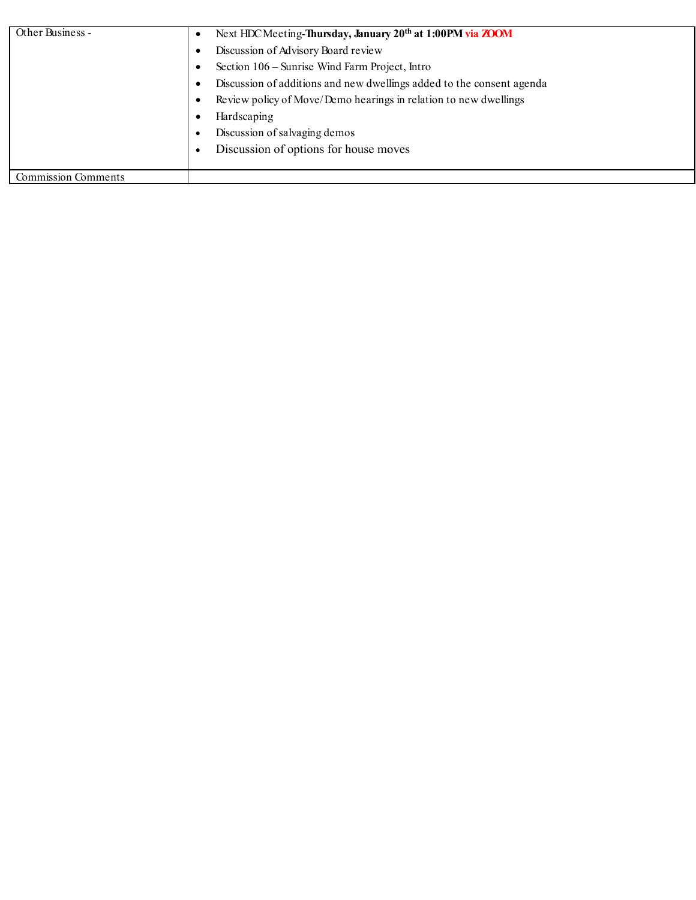| | |
|---|---|
| Other Business - | • Next HDC Meeting-**Thursday, January 20th at 1:00PM via ZOOM**<br>• Discussion of Advisory Board review<br>• Section 106 – Sunrise Wind Farm Project, Intro<br>• Discussion of additions and new dwellings added to the consent agenda<br>• Review policy of Move/Demo hearings in relation to new dwellings<br>• Hardscaping<br>• Discussion of salvaging demos<br>• Discussion of options for house moves |
| Commission Comments | |